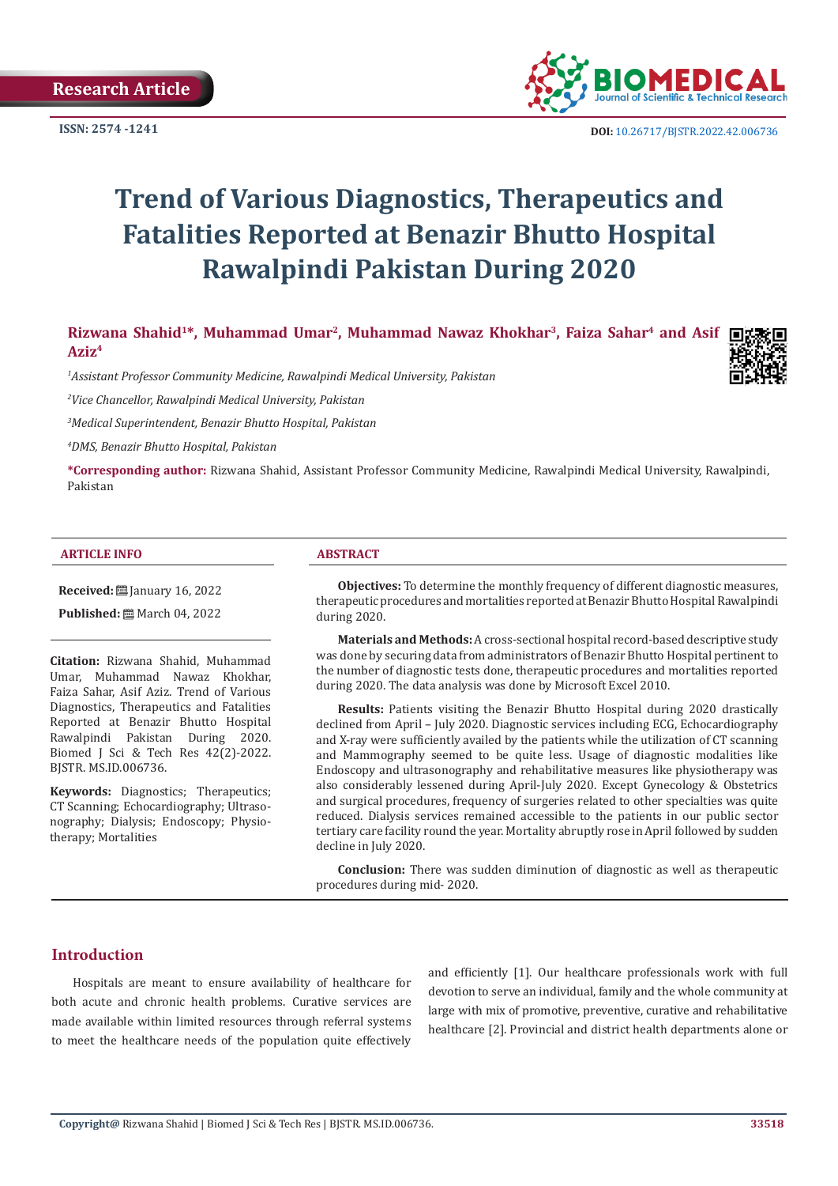Research Article

ISSN: 2574 -1241

DOI: 10.26717/BJSTR.2022.42.006736

# Trend of Various Diagnostics, Therapeutics and Fatalities Reported at Benazir Bhutto Hospital Rawalpindi Pakistan During 2020

**Rizwana Shahid[1]\*, Muhammad Umar[2], Muhammad Nawaz Khokhar[3], Faiza Sahar[4] and Asif Aziz[4]**

[1]*Assistant Professor Community Medicine, Rawalpindi Medical University, Pakistan*

[2]*Vice Chancellor, Rawalpindi Medical University, Pakistan*

[3]*Medical Superintendent, Benazir Bhutto Hospital, Pakistan*

[4]*DMS, Benazir Bhutto Hospital, Pakistan*

**\*Corresponding author:** Rizwana Shahid, Assistant Professor Community Medicine, Rawalpindi Medical University, Rawalpindi, Pakistan

## ARTICLE INFO

**Received:** January 16, 2022

**Published:** March 04, 2022

**Citation:** Rizwana Shahid, Muhammad Umar, Muhammad Nawaz Khokhar, Faiza Sahar, Asif Aziz. Trend of Various Diagnostics, Therapeutics and Fatalities Reported at Benazir Bhutto Hospital Rawalpindi Pakistan During 2020. Biomed J Sci & Tech Res 42(2)-2022. BJSTR. MS.ID.006736.

**Keywords:** Diagnostics; Therapeutics; CT Scanning; Echocardiography; Ultrasonography; Dialysis; Endoscopy; Physiotherapy; Mortalities

## ABSTRACT

**Objectives:** To determine the monthly frequency of different diagnostic measures, therapeutic procedures and mortalities reported at Benazir Bhutto Hospital Rawalpindi during 2020.

**Materials and Methods:** A cross-sectional hospital record-based descriptive study was done by securing data from administrators of Benazir Bhutto Hospital pertinent to the number of diagnostic tests done, therapeutic procedures and mortalities reported during 2020. The data analysis was done by Microsoft Excel 2010.

**Results:** Patients visiting the Benazir Bhutto Hospital during 2020 drastically declined from April – July 2020. Diagnostic services including ECG, Echocardiography and X-ray were sufficiently availed by the patients while the utilization of CT scanning and Mammography seemed to be quite less. Usage of diagnostic modalities like Endoscopy and ultrasonography and rehabilitative measures like physiotherapy was also considerably lessened during April-July 2020. Except Gynecology & Obstetrics and surgical procedures, frequency of surgeries related to other specialties was quite reduced. Dialysis services remained accessible to the patients in our public sector tertiary care facility round the year. Mortality abruptly rose in April followed by sudden decline in July 2020.

**Conclusion:** There was sudden diminution of diagnostic as well as therapeutic procedures during mid- 2020.

## Introduction

Hospitals are meant to ensure availability of healthcare for both acute and chronic health problems. Curative services are made available within limited resources through referral systems to meet the healthcare needs of the population quite effectively and efficiently [1]. Our healthcare professionals work with full devotion to serve an individual, family and the whole community at large with mix of promotive, preventive, curative and rehabilitative healthcare [2]. Provincial and district health departments alone or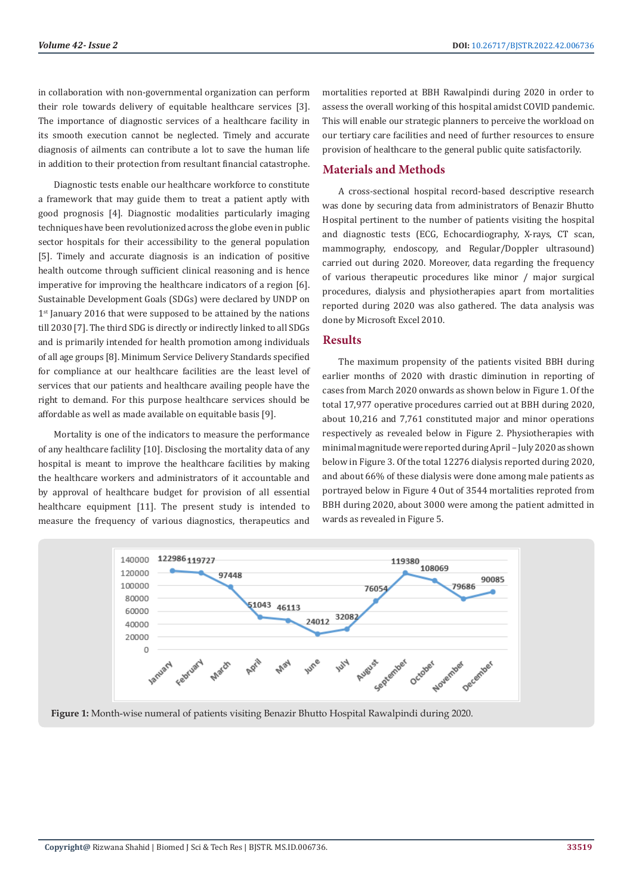in collaboration with non-governmental organization can perform their role towards delivery of equitable healthcare services [3]. The importance of diagnostic services of a healthcare facility in its smooth execution cannot be neglected. Timely and accurate diagnosis of ailments can contribute a lot to save the human life in addition to their protection from resultant financial catastrophe.

Diagnostic tests enable our healthcare workforce to constitute a framework that may guide them to treat a patient aptly with good prognosis [4]. Diagnostic modalities particularly imaging techniques have been revolutionized across the globe even in public sector hospitals for their accessibility to the general population [5]. Timely and accurate diagnosis is an indication of positive health outcome through sufficient clinical reasoning and is hence imperative for improving the healthcare indicators of a region [6]. Sustainable Development Goals (SDGs) were declared by UNDP on 1st January 2016 that were supposed to be attained by the nations till 2030 [7]. The third SDG is directly or indirectly linked to all SDGs and is primarily intended for health promotion among individuals of all age groups [8]. Minimum Service Delivery Standards specified for compliance at our healthcare facilities are the least level of services that our patients and healthcare availing people have the right to demand. For this purpose healthcare services should be affordable as well as made available on equitable basis [9].

Mortality is one of the indicators to measure the performance of any healthcare facility [10]. Disclosing the mortality data of any hospital is meant to improve the healthcare facilities by making the healthcare workers and administrators of it accountable and by approval of healthcare budget for provision of all essential healthcare equipment [11]. The present study is intended to measure the frequency of various diagnostics, therapeutics and mortalities reported at BBH Rawalpindi during 2020 in order to assess the overall working of this hospital amidst COVID pandemic. This will enable our strategic planners to perceive the workload on our tertiary care facilities and need of further resources to ensure provision of healthcare to the general public quite satisfactorily.

## Materials and Methods

A cross-sectional hospital record-based descriptive research was done by securing data from administrators of Benazir Bhutto Hospital pertinent to the number of patients visiting the hospital and diagnostic tests (ECG, Echocardiography, X-rays, CT scan, mammography, endoscopy, and Regular/Doppler ultrasound) carried out during 2020. Moreover, data regarding the frequency of various therapeutic procedures like minor / major surgical procedures, dialysis and physiotherapies apart from mortalities reported during 2020 was also gathered. The data analysis was done by Microsoft Excel 2010.

## Results

The maximum propensity of the patients visited BBH during earlier months of 2020 with drastic diminution in reporting of cases from March 2020 onwards as shown below in Figure 1. Of the total 17,977 operative procedures carried out at BBH during 2020, about 10,216 and 7,761 constituted major and minor operations respectively as revealed below in Figure 2. Physiotherapies with minimal magnitude were reported during April – July 2020 as shown below in Figure 3. Of the total 12276 dialysis reported during 2020, and about 66% of these dialysis were done among male patients as portrayed below in Figure 4 Out of 3544 mortalities reproted from BBH during 2020, about 3000 were among the patient admitted in wards as revealed in Figure 5.

140000
120000
100000
80000
60000
40000
20000
0

122986 119727 97448 51043 46113 24012 32082 76054 119380 108069 79686 90085

January February March April May June July August September October November December

**Figure 1:** Month-wise numeral of patients visiting Benazir Bhutto Hospital Rawalpindi during 2020.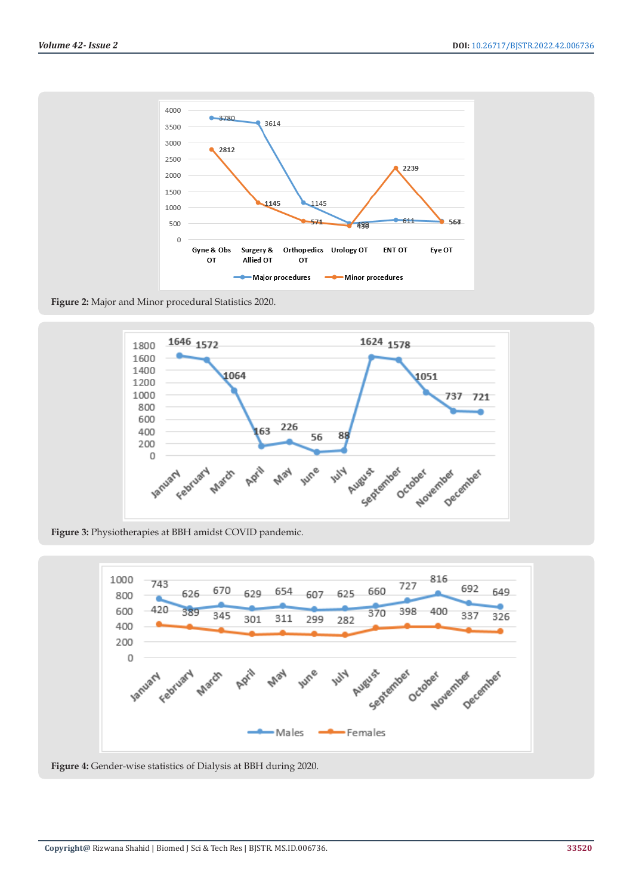4000
3500
3000
2500
2000
1500
1000
500
0

3780
3614
2812
1145
1145
571
498
430
2239
611
564
567

Gyne & Obs OT
Surgery & Allied OT
Orthopedics OT
Urology OT
ENT OT
Eye OT

Major procedures
Minor procedures

**Figure 2:** Major and Minor procedural Statistics 2020.

1800
1600
1400
1200
1000
800
600
400
200
0

1646
1572
1064
163
226
56
88
1624
1578
1051
737
721

January
February
March
April
May
June
July
August
September
October
November
December

**Figure 3:** Physiotherapies at BBH amidst COVID pandemic.

1000
800
600
400
200
0

743
626
670
629
654
607
625
660
727
816
692
649

420
389
345
301
311
299
282
370
398
400
337
326

January
February
March
April
May
June
July
August
September
October
November
December

Males
Females

**Figure 4:** Gender-wise statistics of Dialysis at BBH during 2020.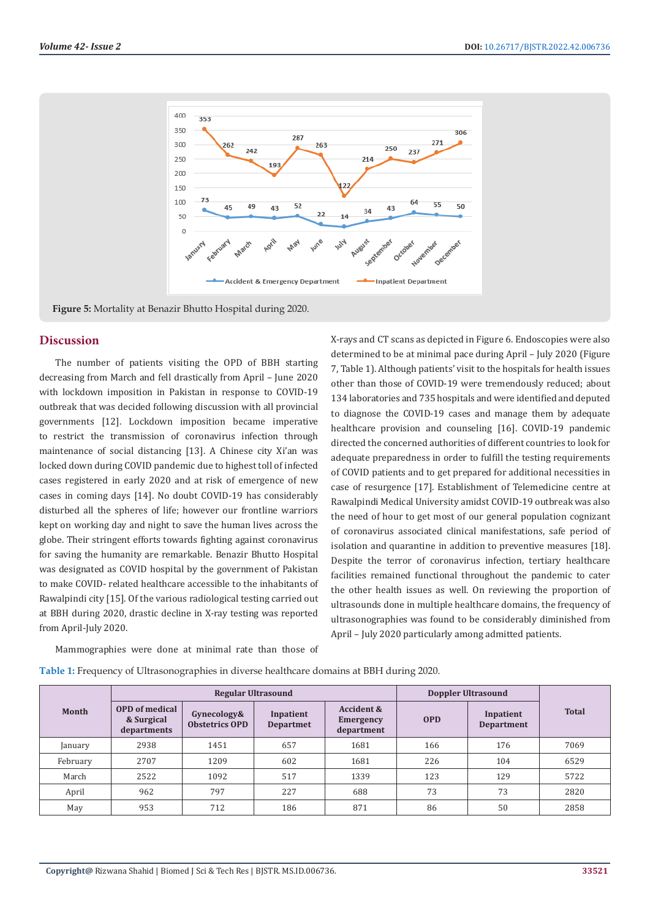400
350
300
250
200
150
100
50
0

353
262
242
193
287
263
122
214
250
237
271
306

73
45
49
43
52
22
14
34
43
64
55
50

January
February
March
April
May
June
July
August
September
October
November
December

Accident & Emergency Department
Inpatient Department

**Figure 5:** Mortality at Benazir Bhutto Hospital during 2020.

## Discussion

The number of patients visiting the OPD of BBH starting decreasing from March and fell drastically from April – June 2020 with lockdown imposition in Pakistan in response to COVID-19 outbreak that was decided following discussion with all provincial governments [12]. Lockdown imposition became imperative to restrict the transmission of coronavirus infection through maintenance of social distancing [13]. A Chinese city Xi'an was locked down during COVID pandemic due to highest toll of infected cases registered in early 2020 and at risk of emergence of new cases in coming days [14]. No doubt COVID-19 has considerably disturbed all the spheres of life; however our frontline warriors kept on working day and night to save the human lives across the globe. Their stringent efforts towards fighting against coronavirus for saving the humanity are remarkable. Benazir Bhutto Hospital was designated as COVID hospital by the government of Pakistan to make COVID- related healthcare accessible to the inhabitants of Rawalpindi city [15]. Of the various radiological testing carried out at BBH during 2020, drastic decline in X-ray testing was reported from April-July 2020.

Mammographies were done at minimal rate than those of X-rays and CT scans as depicted in Figure 6. Endoscopies were also determined to be at minimal pace during April – July 2020 (Figure 7, Table 1). Although patients' visit to the hospitals for health issues other than those of COVID-19 were tremendously reduced; about 134 laboratories and 735 hospitals and were identified and deputed to diagnose the COVID-19 cases and manage them by adequate healthcare provision and counseling [16]. COVID-19 pandemic directed the concerned authorities of different countries to look for adequate preparedness in order to fulfill the testing requirements of COVID patients and to get prepared for additional necessities in case of resurgence [17]. Establishment of Telemedicine centre at Rawalpindi Medical University amidst COVID-19 outbreak was also the need of hour to get most of our general population cognizant of coronavirus associated clinical manifestations, safe period of isolation and quarantine in addition to preventive measures [18]. Despite the terror of coronavirus infection, tertiary healthcare facilities remained functional throughout the pandemic to cater the other health issues as well. On reviewing the proportion of ultrasounds done in multiple healthcare domains, the frequency of ultrasonographies was found to be considerably diminished from April – July 2020 particularly among admitted patients.

**Table 1:** Frequency of Ultrasonographies in diverse healthcare domains at BBH during 2020.

| Month | Regular Ultrasound | | | | Doppler Ultrasound | | Total |
|---|---|---|---|---|---|---|---|
| | OPD of medical & Surgical departments | Gynecology& Obstetrics OPD | Inpatient Departmet | Accident & Emergency department | OPD | Inpatient Department | |
| January | 2938 | 1451 | 657 | 1681 | 166 | 176 | 7069 |
| February | 2707 | 1209 | 602 | 1681 | 226 | 104 | 6529 |
| March | 2522 | 1092 | 517 | 1339 | 123 | 129 | 5722 |
| April | 962 | 797 | 227 | 688 | 73 | 73 | 2820 |
| May | 953 | 712 | 186 | 871 | 86 | 50 | 2858 |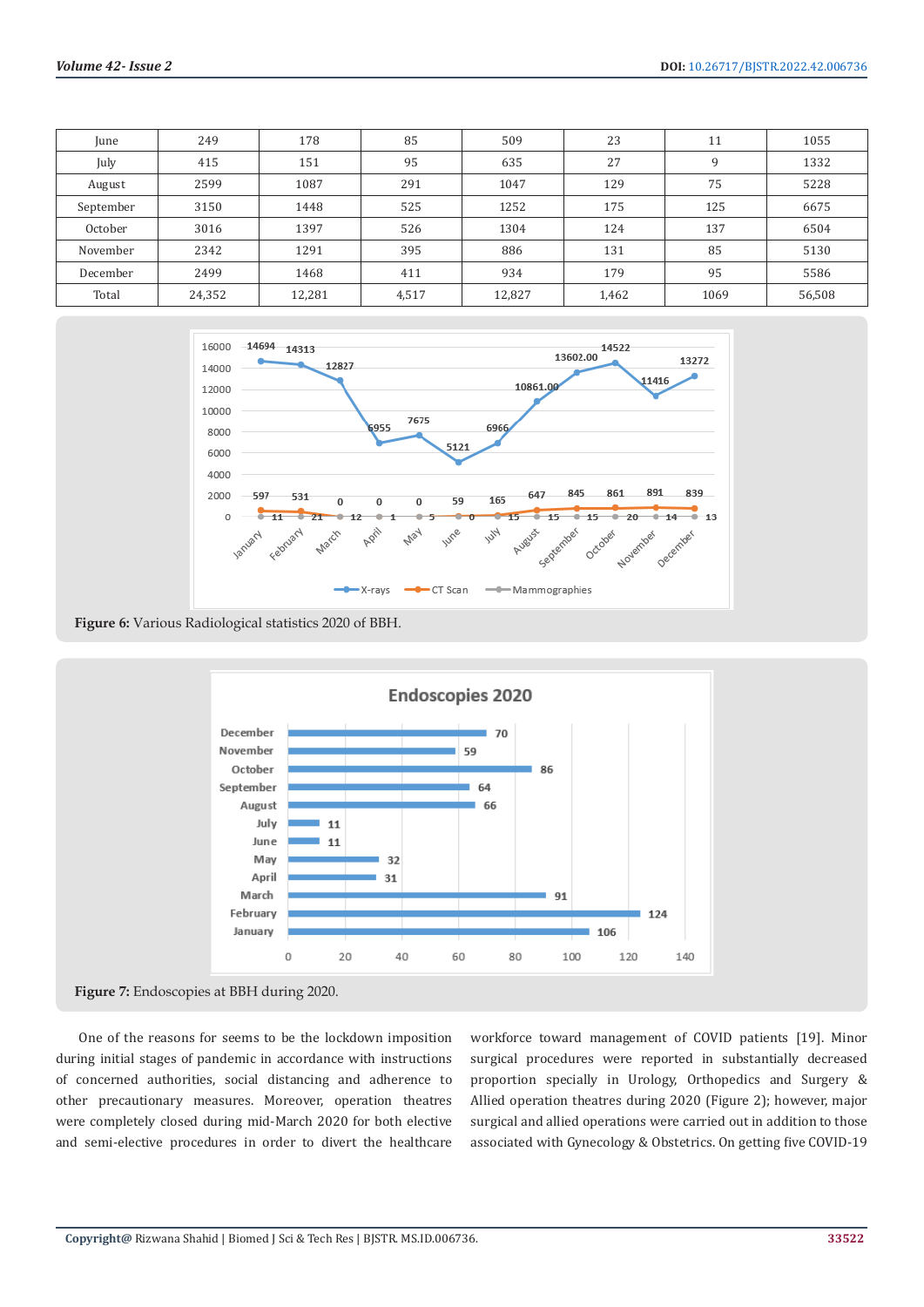| | | | | | | | |
|---|---|---|---|---|---|---|---|
| June | 249 | 178 | 85 | 509 | 23 | 11 | 1055 |
| July | 415 | 151 | 95 | 635 | 27 | 9 | 1332 |
| August | 2599 | 1087 | 291 | 1047 | 129 | 75 | 5228 |
| September | 3150 | 1448 | 525 | 1252 | 175 | 125 | 6675 |
| October | 3016 | 1397 | 526 | 1304 | 124 | 137 | 6504 |
| November | 2342 | 1291 | 395 | 886 | 131 | 85 | 5130 |
| December | 2499 | 1468 | 411 | 934 | 179 | 95 | 5586 |
| Total | 24,352 | 12,281 | 4,517 | 12,827 | 1,462 | 1069 | 56,508 |

X-rays: 14694, 14313, 12827, 6955, 7675, 5121, 6966, 10861.00, 13602.00, 14522, 11416, 13272
CT Scan: 597, 531, 0, 0, 0, 59, 165, 647, 845, 861, 891, 839
Mammographies: 11, 21, 12, 1, 5, 0, 15, 15, 15, 20, 14, 13
January, February, March, April, May, June, July, August, September, October, November, December
X-rays, CT Scan, Mammographies

**Figure 6:** Various Radiological statistics 2020 of BBH.

Endoscopies 2020
December 70
November 59
October 86
September 64
August 66
July 11
June 11
May 32
April 31
March 91
February 124
January 106

**Figure 7:** Endoscopies at BBH during 2020.

One of the reasons for seems to be the lockdown imposition during initial stages of pandemic in accordance with instructions of concerned authorities, social distancing and adherence to other precautionary measures. Moreover, operation theatres were completely closed during mid-March 2020 for both elective and semi-elective procedures in order to divert the healthcare workforce toward management of COVID patients [19]. Minor surgical procedures were reported in substantially decreased proportion specially in Urology, Orthopedics and Surgery & Allied operation theatres during 2020 (Figure 2); however, major surgical and allied operations were carried out in addition to those associated with Gynecology & Obstetrics. On getting five COVID-19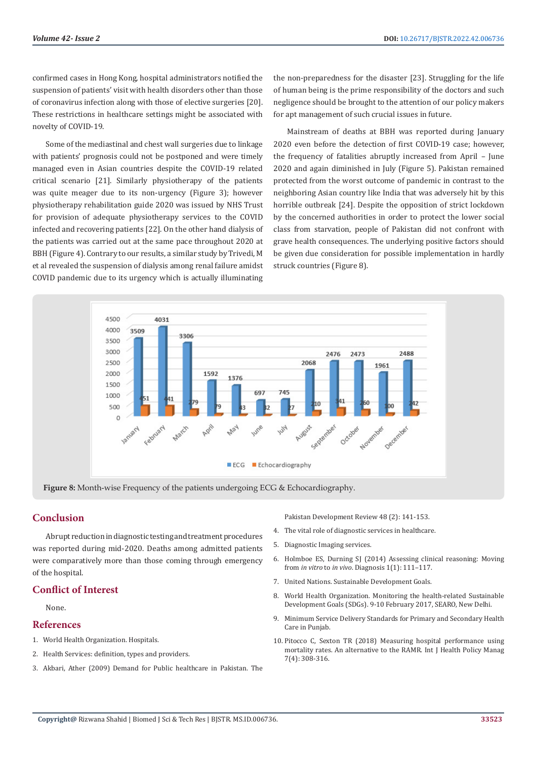confirmed cases in Hong Kong, hospital administrators notified the suspension of patients' visit with health disorders other than those of coronavirus infection along with those of elective surgeries [20]. These restrictions in healthcare settings might be associated with novelty of COVID-19.

Some of the mediastinal and chest wall surgeries due to linkage with patients' prognosis could not be postponed and were timely managed even in Asian countries despite the COVID-19 related critical scenario [21]. Similarly physiotherapy of the patients was quite meager due to its non-urgency (Figure 3); however physiotherapy rehabilitation guide 2020 was issued by NHS Trust for provision of adequate physiotherapy services to the COVID infected and recovering patients [22]. On the other hand dialysis of the patients was carried out at the same pace throughout 2020 at BBH (Figure 4). Contrary to our results, a similar study by Trivedi, M et al revealed the suspension of dialysis among renal failure amidst COVID pandemic due to its urgency which is actually illuminating the non-preparedness for the disaster [23]. Struggling for the life of human being is the prime responsibility of the doctors and such negligence should be brought to the attention of our policy makers for apt management of such crucial issues in future.

Mainstream of deaths at BBH was reported during January 2020 even before the detection of first COVID-19 case; however, the frequency of fatalities abruptly increased from April – June 2020 and again diminished in July (Figure 5). Pakistan remained protected from the worst outcome of pandemic in contrast to the neighboring Asian country like India that was adversely hit by this horrible outbreak [24]. Despite the opposition of strict lockdown by the concerned authorities in order to protect the lower social class from starvation, people of Pakistan did not confront with grave health consequences. The underlying positive factors should be given due consideration for possible implementation in hardly struck countries (Figure 8).

4500
4000
3500
3000
2500
2000
1500
1000
500
0

3509, 451 — January
4031, 441 — February
3306, 279 — March
1592, 79 — April
1376, 43 — May
697, 32 — June
745, 27 — July
2068, 210 — August
2476, 341 — September
2473, 260 — October
1961, 100 — November
2488, 242 — December

ECG   Echocardiography

**Figure 8:** Month-wise Frequency of the patients undergoing ECG & Echocardiography.

## Conclusion

Abrupt reduction in diagnostic testing and treatment procedures was reported during mid-2020. Deaths among admitted patients were comparatively more than those coming through emergency of the hospital.

## Conflict of Interest

None.

## References

1. World Health Organization. Hospitals.
2. Health Services: definition, types and providers.
3. Akbari, Ather (2009) Demand for Public healthcare in Pakistan. The Pakistan Development Review 48 (2): 141-153.
4. The vital role of diagnostic services in healthcare.
5. Diagnostic Imaging services.
6. Holmboe ES, Durning SJ (2014) Assessing clinical reasoning: Moving from *in vitro* to *in vivo*. Diagnosis 1(1): 111–117.
7. United Nations. Sustainable Development Goals.
8. World Health Organization. Monitoring the health-related Sustainable Development Goals (SDGs). 9-10 February 2017, SEARO, New Delhi.
9. Minimum Service Delivery Standards for Primary and Secondary Health Care in Punjab.
10. Pitocco C, Sexton TR (2018) Measuring hospital performance using mortality rates. An alternative to the RAMR. Int J Health Policy Manag 7(4): 308-316.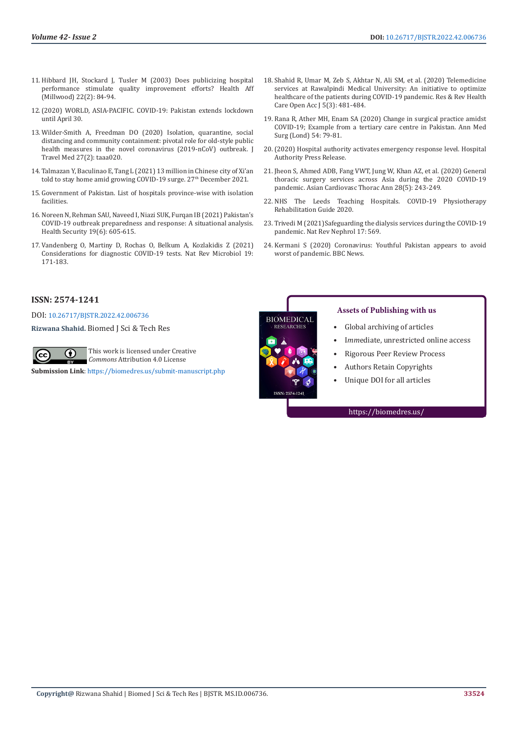11. Hibbard JH, Stockard J, Tusler M (2003) Does publicizing hospital performance stimulate quality improvement efforts? Health Aff (Millwood) 22(2): 84-94.
12. (2020) WORLD, ASIA-PACIFIC. COVID-19: Pakistan extends lockdown until April 30.
13. Wilder-Smith A, Freedman DO (2020) Isolation, quarantine, social distancing and community containment: pivotal role for old-style public health measures in the novel coronavirus (2019-nCoV) outbreak. J Travel Med 27(2): taaa020.
14. Talmazan Y, Baculinao E, Tang L (2021) 13 million in Chinese city of Xi'an told to stay home amid growing COVID-19 surge. 27th December 2021.
15. Government of Pakistan. List of hospitals province-wise with isolation facilities.
16. Noreen N, Rehman SAU, Naveed I, Niazi SUK, Furqan IB (2021) Pakistan's COVID-19 outbreak preparedness and response: A situational analysis. Health Security 19(6): 605-615.
17. Vandenberg O, Martiny D, Rochas O, Belkum A, Kozlakidis Z (2021) Considerations for diagnostic COVID-19 tests. Nat Rev Microbiol 19: 171-183.
18. Shahid R, Umar M, Zeb S, Akhtar N, Ali SM, et al. (2020) Telemedicine services at Rawalpindi Medical University: An initiative to optimize healthcare of the patients during COVID-19 pandemic. Res & Rev Health Care Open Acc J 5(3): 481-484.
19. Rana R, Ather MH, Enam SA (2020) Change in surgical practice amidst COVID-19; Example from a tertiary care centre in Pakistan. Ann Med Surg (Lond) 54: 79-81.
20. (2020) Hospital authority activates emergency response level. Hospital Authority Press Release.
21. Jheon S, Ahmed ADB, Fang VWT, Jung W, Khan AZ, et al. (2020) General thoracic surgery services across Asia during the 2020 COVID-19 pandemic. Asian Cardiovasc Thorac Ann 28(5): 243-249.
22. NHS The Leeds Teaching Hospitals. COVID-19 Physiotherapy Rehabilitation Guide 2020.
23. Trivedi M (2021) Safeguarding the dialysis services during the COVID-19 pandemic. Nat Rev Nephrol 17: 569.
24. Kermani S (2020) Coronavirus: Youthful Pakistan appears to avoid worst of pandemic. BBC News.

**ISSN: 2574-1241**

DOI: 10.26717/BJSTR.2022.42.006736

**Rizwana Shahid.** Biomed J Sci & Tech Res

This work is licensed under Creative *Commons* Attribution 4.0 License

**Submission Link**: https://biomedres.us/submit-manuscript.php

**Assets of Publishing with us**

- Global archiving of articles
- Immediate, unrestricted online access
- Rigorous Peer Review Process
- Authors Retain Copyrights
- Unique DOI for all articles

https://biomedres.us/